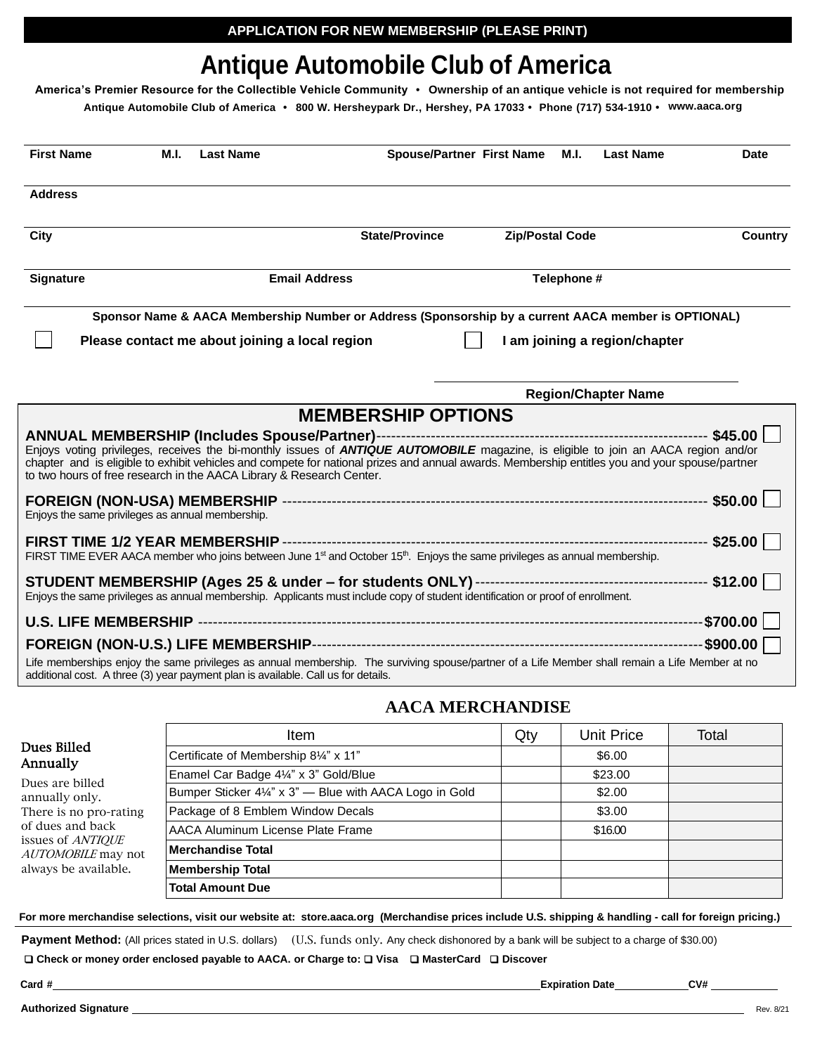**APPLICATION FOR NEW MEMBERSHIP (PLEASE PRINT)**

# Antique Automobile Club of America

**America's Premier Resource for the Collectible Vehicle Community • Ownership of an antique vehicle is not required for membership**

**Antique Automobile Club of America • 800 W. Hersheypark Dr., Hershey, PA 17033 • Phone (717) 534-1910 • www.aaca.org**

**First Name** **M.I.** **Last Name** **Spouse/Partner First Name** **M.I.** **Last Name** **Date**

**Address**

**City** **State/Province** **Zip/Postal Code** **Country**

**Signature** **Email Address** **Telephone #**

**Sponsor Name & AACA Membership Number or Address (Sponsorship by a current AACA member is OPTIONAL)**

☐ **Please contact me about joining a local region** ☐ **I am joining a region/chapter**

**Region/Chapter Name**

## MEMBERSHIP OPTIONS

**ANNUAL MEMBERSHIP (Includes Spouse/Partner)**---------------------------------------------------------------- **$45.00** ☐
Enjoys voting privileges, receives the bi-monthly issues of ***ANTIQUE AUTOMOBILE*** magazine, is eligible to join an AACA region and/or chapter and is eligible to exhibit vehicles and compete for national prizes and annual awards. Membership entitles you and your spouse/partner to two hours of free research in the AACA Library & Research Center.

**FOREIGN (NON-USA) MEMBERSHIP** ------------------------------------------------------------------------------------- **$50.00** ☐
Enjoys the same privileges as annual membership.

**FIRST TIME 1/2 YEAR MEMBERSHIP** ----------------------------------------------------------------------------------- **$25.00** ☐
FIRST TIME EVER AACA member who joins between June 1st and October 15th. Enjoys the same privileges as annual membership.

**STUDENT MEMBERSHIP (Ages 25 & under – for students ONLY)** ---------------------------------------------- **$12.00** ☐
Enjoys the same privileges as annual membership. Applicants must include copy of student identification or proof of enrollment.

**U.S. LIFE MEMBERSHIP** ----------------------------------------------------------------------------------------------------- **$700.00** ☐

**FOREIGN (NON-U.S.) LIFE MEMBERSHIP**----------------------------------------------------------------------------- **$900.00** ☐

Life memberships enjoy the same privileges as annual membership. The surviving spouse/partner of a Life Member shall remain a Life Member at no additional cost. A three (3) year payment plan is available. Call us for details.

## AACA MERCHANDISE

**Dues Billed Annually**

Dues are billed annually only. There is no pro-rating of dues and back issues of *ANTIQUE AUTOMOBILE* may not always be available.

| Item | Qty | Unit Price | Total |
|---|---|---|---|
| Certificate of Membership 8¼" x 11" | | $6.00 | |
| Enamel Car Badge 4¼" x 3" Gold/Blue | | $23.00 | |
| Bumper Sticker 4¼" x 3" — Blue with AACA Logo in Gold | | $2.00 | |
| Package of 8 Emblem Window Decals | | $3.00 | |
| AACA Aluminum License Plate Frame | | $16.00 | |
| **Merchandise Total** | | | |
| **Membership Total** | | | |
| **Total Amount Due** | | | |

**For more merchandise selections, visit our website at: store.aaca.org (Merchandise prices include U.S. shipping & handling - call for foreign pricing.)**

**Payment Method:** (All prices stated in U.S. dollars) (U.S. funds only. Any check dishonored by a bank will be subject to a charge of $30.00)

❑ **Check or money order enclosed payable to AACA. or Charge to:** ❑ **Visa** ❑ **MasterCard** ❑ **Discover**

**Card #** \_\_\_\_\_\_\_\_\_\_\_\_\_\_\_\_\_\_\_\_ **Expiration Date** \_\_\_\_\_\_\_\_ **CV#** \_\_\_\_\_\_\_\_

**Authorized Signature** \_\_\_\_\_\_\_\_\_\_\_\_\_\_\_\_\_\_\_\_

Rev. 8/21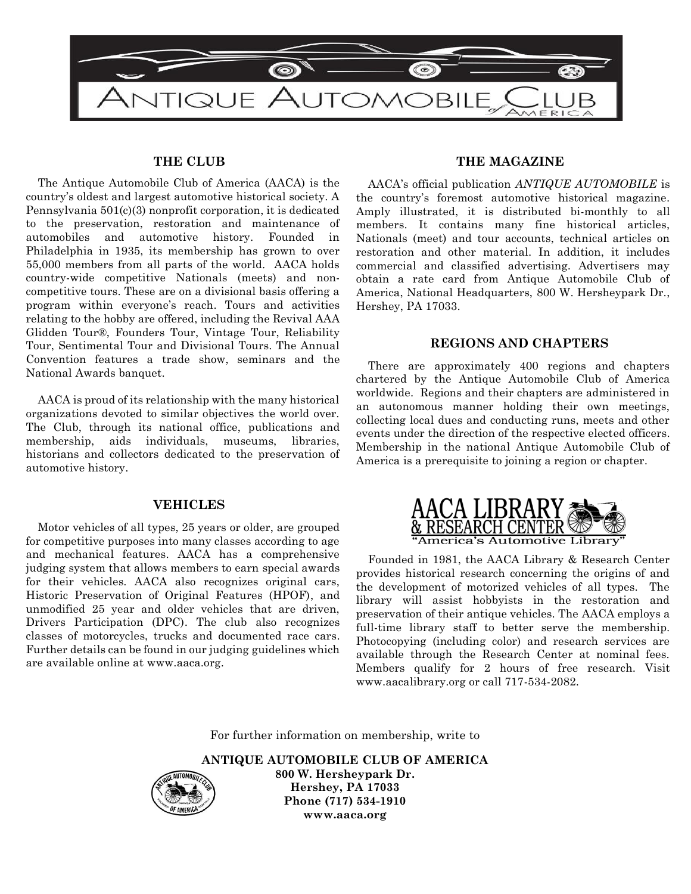# ANTIQUE AUTOMOBILE CLUB of AMERICA

## THE CLUB

The Antique Automobile Club of America (AACA) is the country's oldest and largest automotive historical society. A Pennsylvania 501(c)(3) nonprofit corporation, it is dedicated to the preservation, restoration and maintenance of automobiles and automotive history. Founded in Philadelphia in 1935, its membership has grown to over 55,000 members from all parts of the world. AACA holds country-wide competitive Nationals (meets) and non-competitive tours. These are on a divisional basis offering a program within everyone's reach. Tours and activities relating to the hobby are offered, including the Revival AAA Glidden Tour®, Founders Tour, Vintage Tour, Reliability Tour, Sentimental Tour and Divisional Tours. The Annual Convention features a trade show, seminars and the National Awards banquet.

AACA is proud of its relationship with the many historical organizations devoted to similar objectives the world over. The Club, through its national office, publications and membership, aids individuals, museums, libraries, historians and collectors dedicated to the preservation of automotive history.

## VEHICLES

Motor vehicles of all types, 25 years or older, are grouped for competitive purposes into many classes according to age and mechanical features. AACA has a comprehensive judging system that allows members to earn special awards for their vehicles. AACA also recognizes original cars, Historic Preservation of Original Features (HPOF), and unmodified 25 year and older vehicles that are driven, Drivers Participation (DPC). The club also recognizes classes of motorcycles, trucks and documented race cars. Further details can be found in our judging guidelines which are available online at www.aaca.org.

## THE MAGAZINE

AACA's official publication *ANTIQUE AUTOMOBILE* is the country's foremost automotive historical magazine. Amply illustrated, it is distributed bi-monthly to all members. It contains many fine historical articles, Nationals (meet) and tour accounts, technical articles on restoration and other material. In addition, it includes commercial and classified advertising. Advertisers may obtain a rate card from Antique Automobile Club of America, National Headquarters, 800 W. Hersheypark Dr., Hershey, PA 17033.

## REGIONS AND CHAPTERS

There are approximately 400 regions and chapters chartered by the Antique Automobile Club of America worldwide. Regions and their chapters are administered in an autonomous manner holding their own meetings, collecting local dues and conducting runs, meets and other events under the direction of the respective elected officers. Membership in the national Antique Automobile Club of America is a prerequisite to joining a region or chapter.

## AACA LIBRARY & RESEARCH CENTER

"America's Automotive Library"

Founded in 1981, the AACA Library & Research Center provides historical research concerning the origins of and the development of motorized vehicles of all types. The library will assist hobbyists in the restoration and preservation of their antique vehicles. The AACA employs a full-time library staff to better serve the membership. Photocopying (including color) and research services are available through the Research Center at nominal fees. Members qualify for 2 hours of free research. Visit www.aacalibrary.org or call 717-534-2082.

For further information on membership, write to

**ANTIQUE AUTOMOBILE CLUB OF AMERICA**
**800 W. Hersheypark Dr.**
**Hershey, PA 17033**
**Phone (717) 534-1910**
**www.aaca.org**